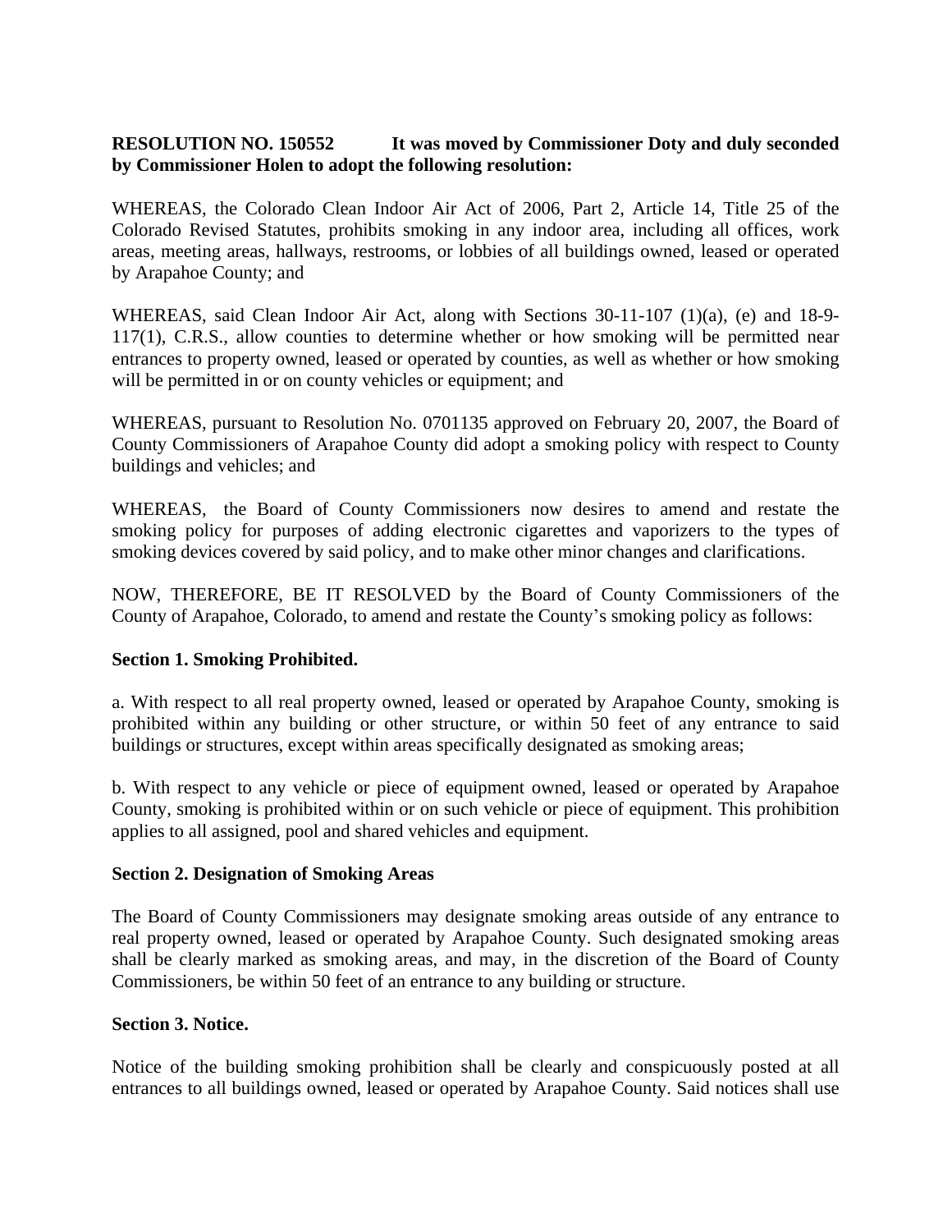**RESOLUTION NO. 150552 It was moved by Commissioner Doty and duly seconded by Commissioner Holen to adopt the following resolution:**

WHEREAS, the Colorado Clean Indoor Air Act of 2006, Part 2, Article 14, Title 25 of the Colorado Revised Statutes, prohibits smoking in any indoor area, including all offices, work areas, meeting areas, hallways, restrooms, or lobbies of all buildings owned, leased or operated by Arapahoe County; and

WHEREAS, said Clean Indoor Air Act, along with Sections 30-11-107 (1)(a), (e) and 18-9-117(1), C.R.S., allow counties to determine whether or how smoking will be permitted near entrances to property owned, leased or operated by counties, as well as whether or how smoking will be permitted in or on county vehicles or equipment; and

WHEREAS, pursuant to Resolution No. 0701135 approved on February 20, 2007, the Board of County Commissioners of Arapahoe County did adopt a smoking policy with respect to County buildings and vehicles; and

WHEREAS, the Board of County Commissioners now desires to amend and restate the smoking policy for purposes of adding electronic cigarettes and vaporizers to the types of smoking devices covered by said policy, and to make other minor changes and clarifications.

NOW, THEREFORE, BE IT RESOLVED by the Board of County Commissioners of the County of Arapahoe, Colorado, to amend and restate the County's smoking policy as follows:

**Section 1. Smoking Prohibited.**

a. With respect to all real property owned, leased or operated by Arapahoe County, smoking is prohibited within any building or other structure, or within 50 feet of any entrance to said buildings or structures, except within areas specifically designated as smoking areas;

b. With respect to any vehicle or piece of equipment owned, leased or operated by Arapahoe County, smoking is prohibited within or on such vehicle or piece of equipment. This prohibition applies to all assigned, pool and shared vehicles and equipment.

**Section 2. Designation of Smoking Areas**

The Board of County Commissioners may designate smoking areas outside of any entrance to real property owned, leased or operated by Arapahoe County. Such designated smoking areas shall be clearly marked as smoking areas, and may, in the discretion of the Board of County Commissioners, be within 50 feet of an entrance to any building or structure.

**Section 3. Notice.**

Notice of the building smoking prohibition shall be clearly and conspicuously posted at all entrances to all buildings owned, leased or operated by Arapahoe County. Said notices shall use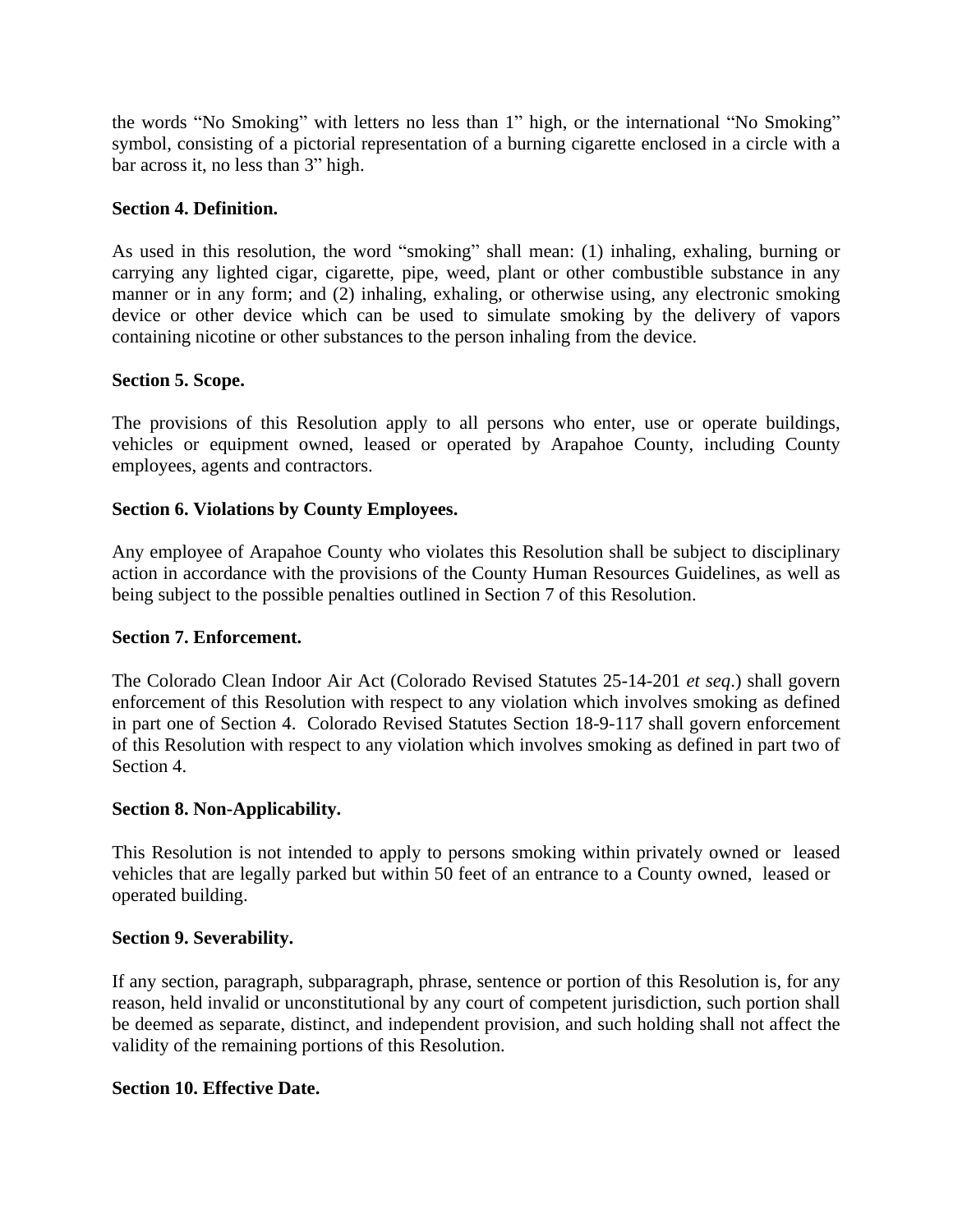the words “No Smoking” with letters no less than 1” high, or the international “No Smoking” symbol, consisting of a pictorial representation of a burning cigarette enclosed in a circle with a bar across it, no less than 3” high.

**Section 4. Definition.**

As used in this resolution, the word “smoking” shall mean: (1) inhaling, exhaling, burning or carrying any lighted cigar, cigarette, pipe, weed, plant or other combustible substance in any manner or in any form; and (2) inhaling, exhaling, or otherwise using, any electronic smoking device or other device which can be used to simulate smoking by the delivery of vapors containing nicotine or other substances to the person inhaling from the device.

**Section 5. Scope.**

The provisions of this Resolution apply to all persons who enter, use or operate buildings, vehicles or equipment owned, leased or operated by Arapahoe County, including County employees, agents and contractors.

**Section 6. Violations by County Employees.**

Any employee of Arapahoe County who violates this Resolution shall be subject to disciplinary action in accordance with the provisions of the County Human Resources Guidelines, as well as being subject to the possible penalties outlined in Section 7 of this Resolution.

**Section 7. Enforcement.**

The Colorado Clean Indoor Air Act (Colorado Revised Statutes 25-14-201 *et seq*.) shall govern enforcement of this Resolution with respect to any violation which involves smoking as defined in part one of Section 4. Colorado Revised Statutes Section 18-9-117 shall govern enforcement of this Resolution with respect to any violation which involves smoking as defined in part two of Section 4.

**Section 8. Non-Applicability.**

This Resolution is not intended to apply to persons smoking within privately owned or leased vehicles that are legally parked but within 50 feet of an entrance to a County owned, leased or operated building.

**Section 9. Severability.**

If any section, paragraph, subparagraph, phrase, sentence or portion of this Resolution is, for any reason, held invalid or unconstitutional by any court of competent jurisdiction, such portion shall be deemed as separate, distinct, and independent provision, and such holding shall not affect the validity of the remaining portions of this Resolution.

**Section 10. Effective Date.**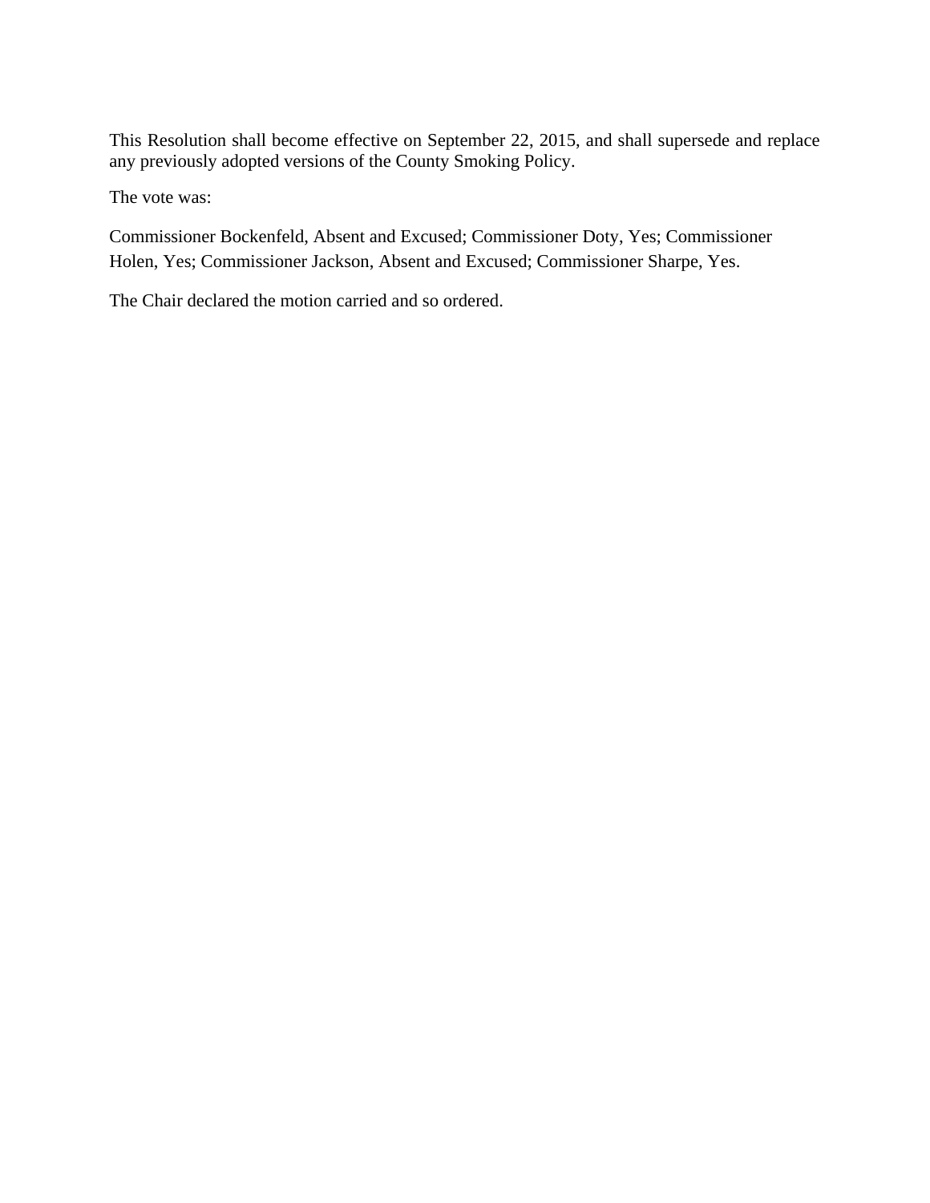This Resolution shall become effective on September 22, 2015, and shall supersede and replace any previously adopted versions of the County Smoking Policy.

The vote was:

Commissioner Bockenfeld, Absent and Excused; Commissioner Doty, Yes; Commissioner Holen, Yes; Commissioner Jackson, Absent and Excused; Commissioner Sharpe, Yes.

The Chair declared the motion carried and so ordered.